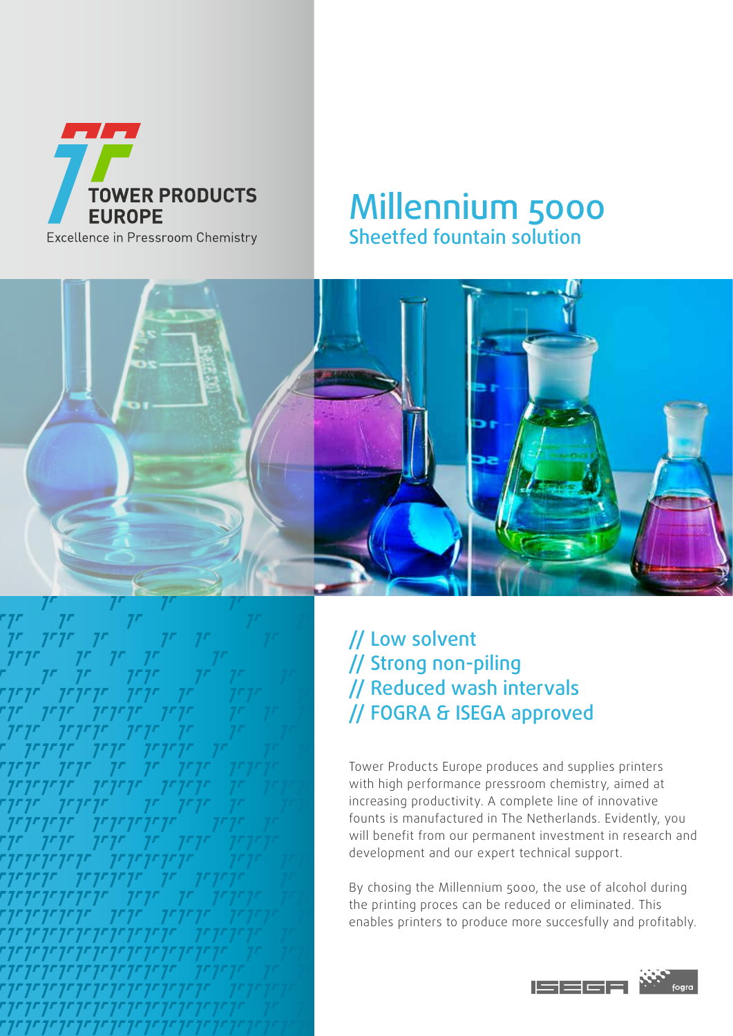TOWER PRODUCTS EUROPE

Excellence in Pressroom Chemistry

# Millennium 5000

## Sheetfed fountain solution

// Low solvent
// Strong non-piling
// Reduced wash intervals
// FOGRA & ISEGA approved

Tower Products Europe produces and supplies printers with high performance pressroom chemistry, aimed at increasing productivity. A complete line of innovative founts is manufactured in The Netherlands. Evidently, you will benefit from our permanent investment in research and development and our expert technical support.

By chosing the Millennium 5000, the use of alcohol during the printing proces can be reduced or eliminated. This enables printers to produce more succesfully and profitably.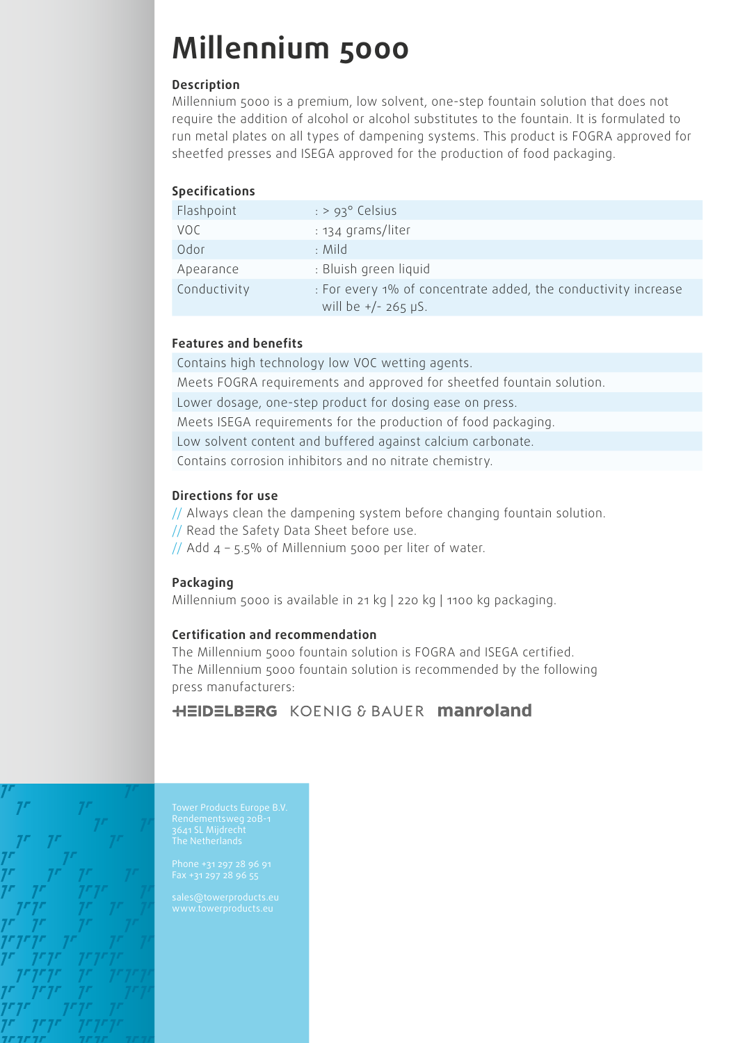# Millennium 5000

### Description

Millennium 5000 is a premium, low solvent, one-step fountain solution that does not require the addition of alcohol or alcohol substitutes to the fountain. It is formulated to run metal plates on all types of dampening systems. This product is FOGRA approved for sheetfed presses and ISEGA approved for the production of food packaging.

### Specifications

| | |
|---|---|
| Flashpoint | : > 93° Celsius |
| VOC | : 134 grams/liter |
| Odor | : Mild |
| Apearance | : Bluish green liquid |
| Conductivity | : For every 1% of concentrate added, the conductivity increase will be +/- 265 µS. |

### Features and benefits

| |
|---|
| Contains high technology low VOC wetting agents. |
| Meets FOGRA requirements and approved for sheetfed fountain solution. |
| Lower dosage, one-step product for dosing ease on press. |
| Meets ISEGA requirements for the production of food packaging. |
| Low solvent content and buffered against calcium carbonate. |
| Contains corrosion inhibitors and no nitrate chemistry. |

### Directions for use

// Always clean the dampening system before changing fountain solution.
// Read the Safety Data Sheet before use.
// Add 4 – 5.5% of Millennium 5000 per liter of water.

### Packaging

Millennium 5000 is available in 21 kg | 220 kg | 1100 kg packaging.

### Certification and recommendation

The Millennium 5000 fountain solution is FOGRA and ISEGA certified.
The Millennium 5000 fountain solution is recommended by the following press manufacturers:

HEIDELBERG KOENIG & BAUER manroland

Tower Products Europe B.V.
Rendementsweg 20B-1
3641 SL Mijdrecht
The Netherlands

Phone +31 297 28 96 91
Fax +31 297 28 96 55

sales@towerproducts.eu
www.towerproducts.eu